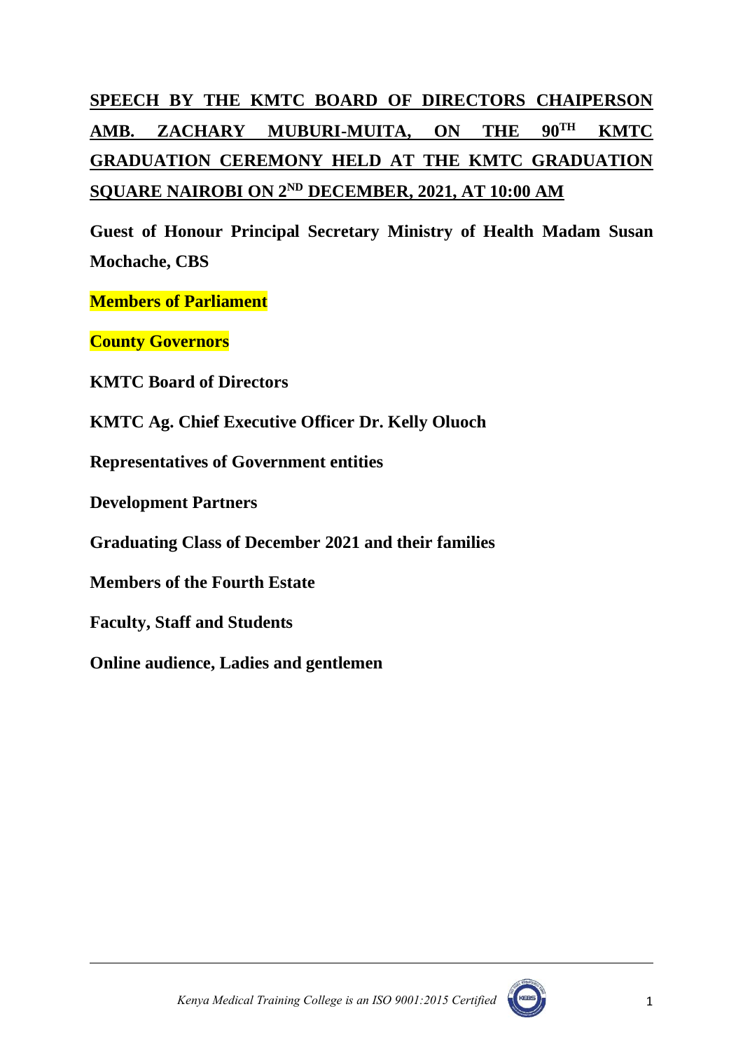# **SPEECH BY THE KMTC BOARD OF DIRECTORS CHAIPERSON AMB. ZACHARY MUBURI-MUITA, ON THE 90TH KMTC GRADUATION CEREMONY HELD AT THE KMTC GRADUATION SQUARE NAIROBI ON 2ND DECEMBER, 2021, AT 10:00 AM**

**Guest of Honour Principal Secretary Ministry of Health Madam Susan Mochache, CBS**

**Members of Parliament**

**County Governors**

**KMTC Board of Directors**

**KMTC Ag. Chief Executive Officer Dr. Kelly Oluoch**

**Representatives of Government entities**

**Development Partners**

**Graduating Class of December 2021 and their families**

**Members of the Fourth Estate**

**Faculty, Staff and Students**

**Online audience, Ladies and gentlemen**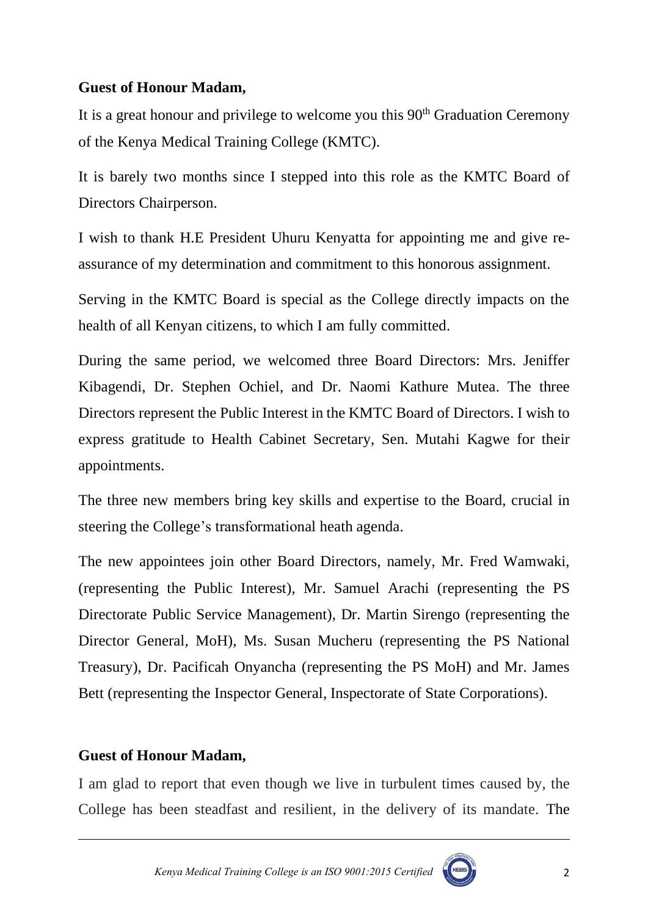**Guest of Honour Madam,**

It is a great honour and privilege to welcome you this 90th Graduation Ceremony of the Kenya Medical Training College (KMTC).

It is barely two months since I stepped into this role as the KMTC Board of Directors Chairperson.

I wish to thank H.E President Uhuru Kenyatta for appointing me and give re-assurance of my determination and commitment to this honorous assignment.

Serving in the KMTC Board is special as the College directly impacts on the health of all Kenyan citizens, to which I am fully committed.

During the same period, we welcomed three Board Directors: Mrs. Jeniffer Kibagendi, Dr. Stephen Ochiel, and Dr. Naomi Kathure Mutea. The three Directors represent the Public Interest in the KMTC Board of Directors. I wish to express gratitude to Health Cabinet Secretary, Sen. Mutahi Kagwe for their appointments.

The three new members bring key skills and expertise to the Board, crucial in steering the College's transformational heath agenda.

The new appointees join other Board Directors, namely, Mr. Fred Wamwaki, (representing the Public Interest), Mr. Samuel Arachi (representing the PS Directorate Public Service Management), Dr. Martin Sirengo (representing the Director General, MoH), Ms. Susan Mucheru (representing the PS National Treasury), Dr. Pacificah Onyancha (representing the PS MoH) and Mr. James Bett (representing the Inspector General, Inspectorate of State Corporations).

**Guest of Honour Madam,**

I am glad to report that even though we live in turbulent times caused by, the College has been steadfast and resilient, in the delivery of its mandate. The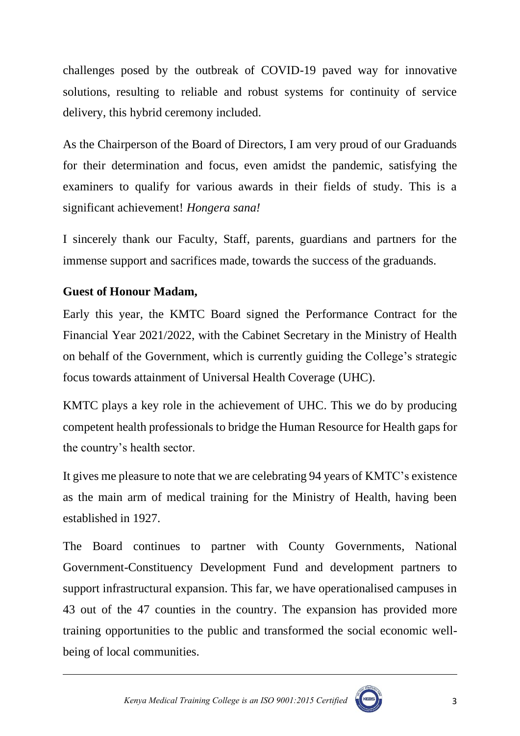challenges posed by the outbreak of COVID-19 paved way for innovative solutions, resulting to reliable and robust systems for continuity of service delivery, this hybrid ceremony included.

As the Chairperson of the Board of Directors, I am very proud of our Graduands for their determination and focus, even amidst the pandemic, satisfying the examiners to qualify for various awards in their fields of study. This is a significant achievement! *Hongera sana!*

I sincerely thank our Faculty, Staff, parents, guardians and partners for the immense support and sacrifices made, towards the success of the graduands.

**Guest of Honour Madam,**

Early this year, the KMTC Board signed the Performance Contract for the Financial Year 2021/2022, with the Cabinet Secretary in the Ministry of Health on behalf of the Government, which is currently guiding the College's strategic focus towards attainment of Universal Health Coverage (UHC).

KMTC plays a key role in the achievement of UHC. This we do by producing competent health professionals to bridge the Human Resource for Health gaps for the country's health sector.

It gives me pleasure to note that we are celebrating 94 years of KMTC's existence as the main arm of medical training for the Ministry of Health, having been established in 1927.

The Board continues to partner with County Governments, National Government-Constituency Development Fund and development partners to support infrastructural expansion. This far, we have operationalised campuses in 43 out of the 47 counties in the country. The expansion has provided more training opportunities to the public and transformed the social economic well-being of local communities.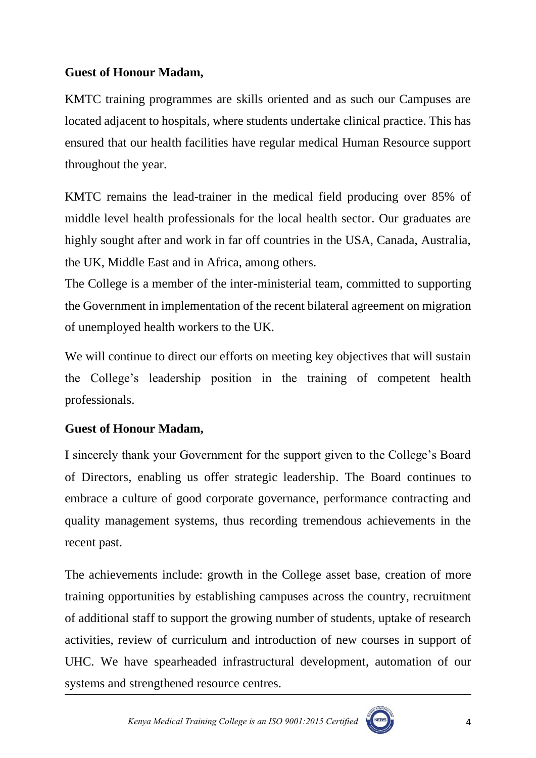**Guest of Honour Madam,**

KMTC training programmes are skills oriented and as such our Campuses are located adjacent to hospitals, where students undertake clinical practice. This has ensured that our health facilities have regular medical Human Resource support throughout the year.

KMTC remains the lead-trainer in the medical field producing over 85% of middle level health professionals for the local health sector. Our graduates are highly sought after and work in far off countries in the USA, Canada, Australia, the UK, Middle East and in Africa, among others.
The College is a member of the inter-ministerial team, committed to supporting the Government in implementation of the recent bilateral agreement on migration of unemployed health workers to the UK.

We will continue to direct our efforts on meeting key objectives that will sustain the College's leadership position in the training of competent health professionals.

**Guest of Honour Madam,**

I sincerely thank your Government for the support given to the College's Board of Directors, enabling us offer strategic leadership. The Board continues to embrace a culture of good corporate governance, performance contracting and quality management systems, thus recording tremendous achievements in the recent past.

The achievements include: growth in the College asset base, creation of more training opportunities by establishing campuses across the country, recruitment of additional staff to support the growing number of students, uptake of research activities, review of curriculum and introduction of new courses in support of UHC. We have spearheaded infrastructural development, automation of our systems and strengthened resource centres.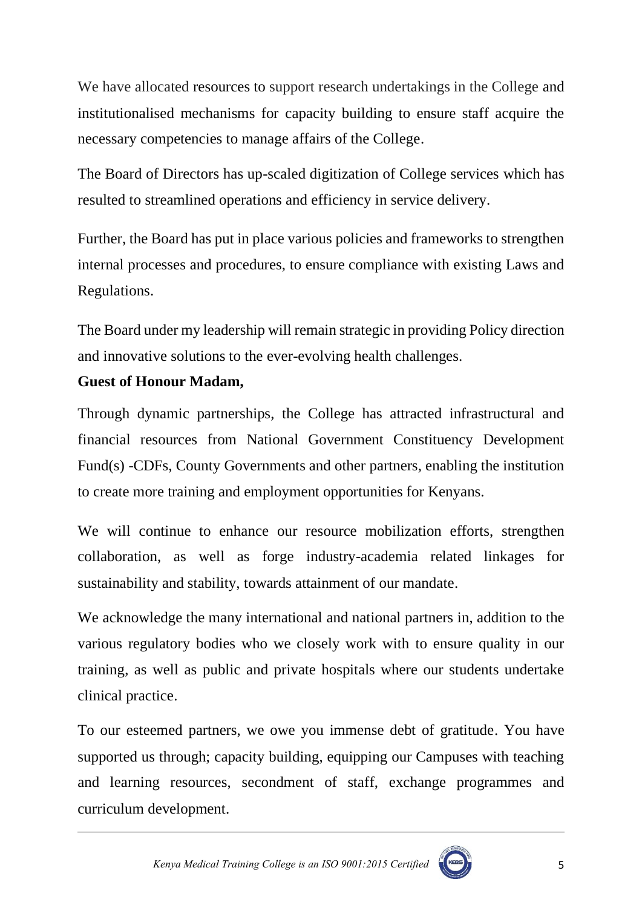We have allocated resources to support research undertakings in the College and institutionalised mechanisms for capacity building to ensure staff acquire the necessary competencies to manage affairs of the College.

The Board of Directors has up-scaled digitization of College services which has resulted to streamlined operations and efficiency in service delivery.

Further, the Board has put in place various policies and frameworks to strengthen internal processes and procedures, to ensure compliance with existing Laws and Regulations.

The Board under my leadership will remain strategic in providing Policy direction and innovative solutions to the ever-evolving health challenges.

**Guest of Honour Madam,**

Through dynamic partnerships, the College has attracted infrastructural and financial resources from National Government Constituency Development Fund(s) -CDFs, County Governments and other partners, enabling the institution to create more training and employment opportunities for Kenyans.

We will continue to enhance our resource mobilization efforts, strengthen collaboration, as well as forge industry-academia related linkages for sustainability and stability, towards attainment of our mandate.

We acknowledge the many international and national partners in, addition to the various regulatory bodies who we closely work with to ensure quality in our training, as well as public and private hospitals where our students undertake clinical practice.

To our esteemed partners, we owe you immense debt of gratitude. You have supported us through; capacity building, equipping our Campuses with teaching and learning resources, secondment of staff, exchange programmes and curriculum development.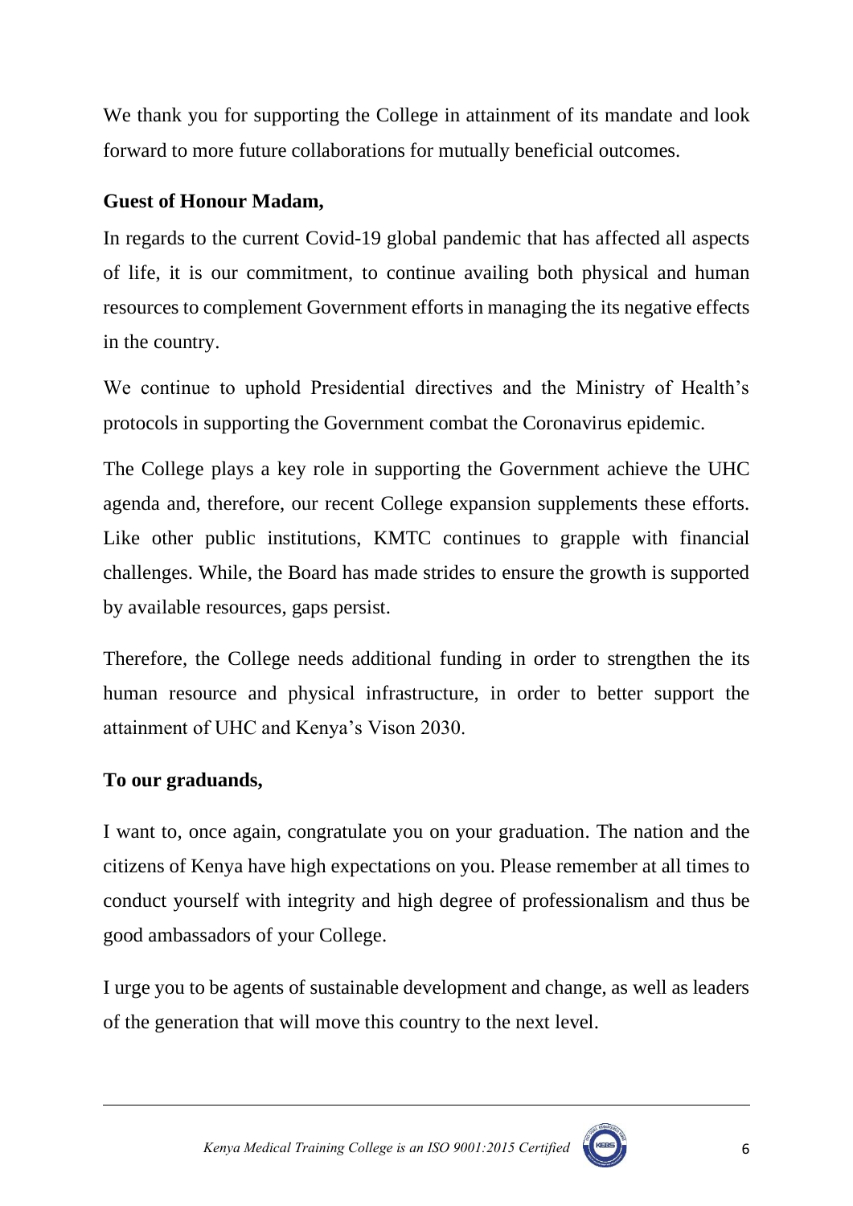We thank you for supporting the College in attainment of its mandate and look forward to more future collaborations for mutually beneficial outcomes.

**Guest of Honour Madam,**

In regards to the current Covid-19 global pandemic that has affected all aspects of life, it is our commitment, to continue availing both physical and human resources to complement Government efforts in managing the its negative effects in the country.

We continue to uphold Presidential directives and the Ministry of Health's protocols in supporting the Government combat the Coronavirus epidemic.

The College plays a key role in supporting the Government achieve the UHC agenda and, therefore, our recent College expansion supplements these efforts. Like other public institutions, KMTC continues to grapple with financial challenges. While, the Board has made strides to ensure the growth is supported by available resources, gaps persist.

Therefore, the College needs additional funding in order to strengthen the its human resource and physical infrastructure, in order to better support the attainment of UHC and Kenya's Vison 2030.

**To our graduands,**

I want to, once again, congratulate you on your graduation. The nation and the citizens of Kenya have high expectations on you. Please remember at all times to conduct yourself with integrity and high degree of professionalism and thus be good ambassadors of your College.

I urge you to be agents of sustainable development and change, as well as leaders of the generation that will move this country to the next level.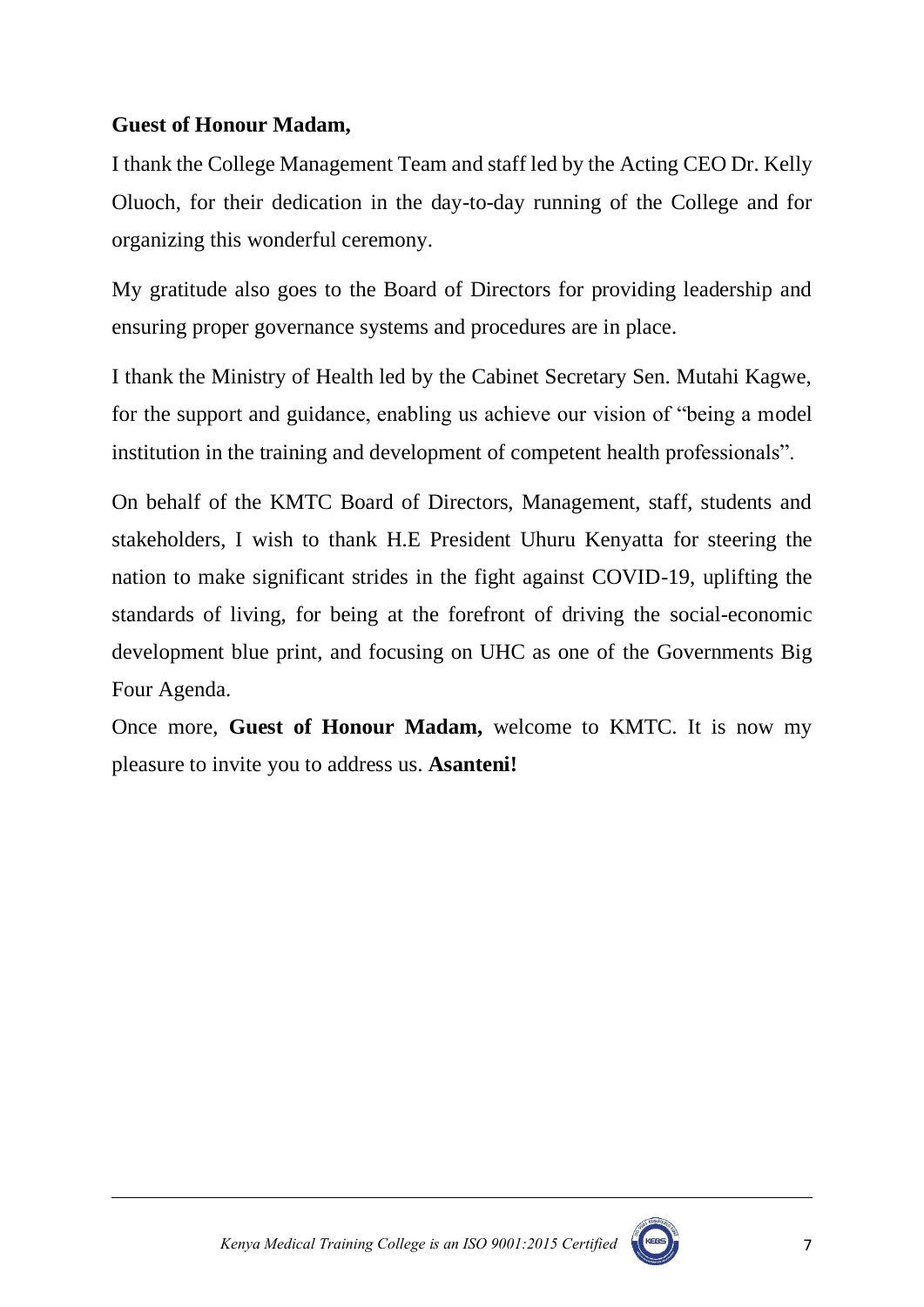**Guest of Honour Madam,**

I thank the College Management Team and staff led by the Acting CEO Dr. Kelly Oluoch, for their dedication in the day-to-day running of the College and for organizing this wonderful ceremony.

My gratitude also goes to the Board of Directors for providing leadership and ensuring proper governance systems and procedures are in place.

I thank the Ministry of Health led by the Cabinet Secretary Sen. Mutahi Kagwe, for the support and guidance, enabling us achieve our vision of "being a model institution in the training and development of competent health professionals".

On behalf of the KMTC Board of Directors, Management, staff, students and stakeholders, I wish to thank H.E President Uhuru Kenyatta for steering the nation to make significant strides in the fight against COVID-19, uplifting the standards of living, for being at the forefront of driving the social-economic development blue print, and focusing on UHC as one of the Governments Big Four Agenda.

Once more, **Guest of Honour Madam,** welcome to KMTC. It is now my pleasure to invite you to address us. **Asanteni!**